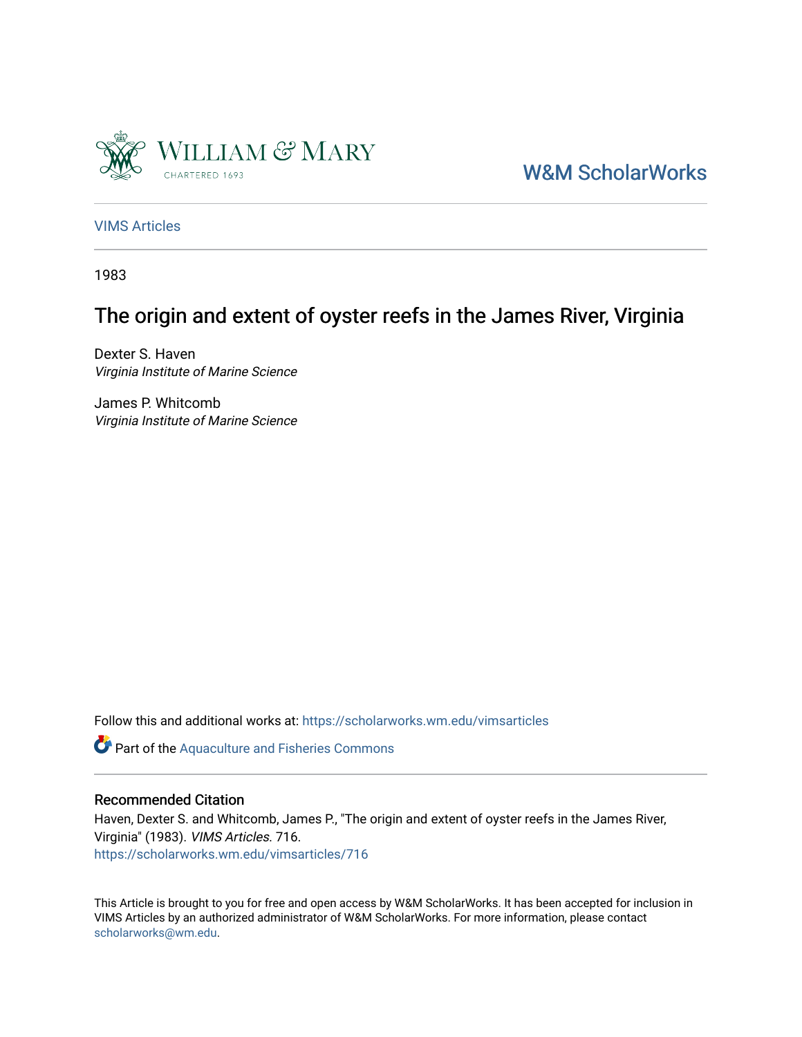William & Mary

CHARTERED 1693

W&M ScholarWorks

VIMS Articles

1983

# The origin and extent of oyster reefs in the James River, Virginia

Dexter S. Haven
*Virginia Institute of Marine Science*

James P. Whitcomb
*Virginia Institute of Marine Science*

Follow this and additional works at: https://scholarworks.wm.edu/vimsarticles

Part of the Aquaculture and Fisheries Commons

## Recommended Citation

Haven, Dexter S. and Whitcomb, James P., "The origin and extent of oyster reefs in the James River, Virginia" (1983). *VIMS Articles*. 716.
https://scholarworks.wm.edu/vimsarticles/716

This Article is brought to you for free and open access by W&M ScholarWorks. It has been accepted for inclusion in VIMS Articles by an authorized administrator of W&M ScholarWorks. For more information, please contact scholarworks@wm.edu.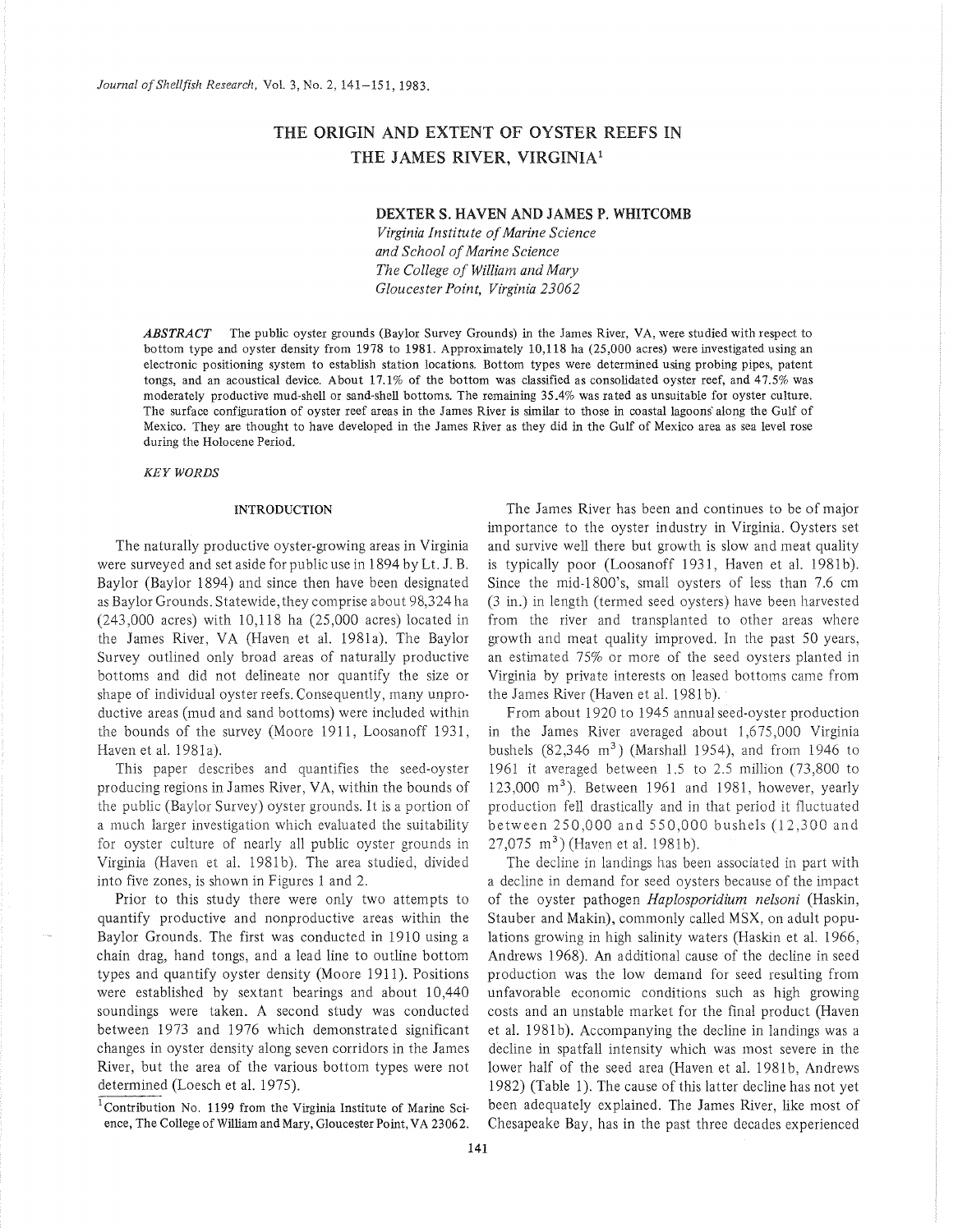# THE ORIGIN AND EXTENT OF OYSTER REEFS IN THE JAMES RIVER, VIRGINIA[1]

**DEXTER S. HAVEN AND JAMES P. WHITCOMB**

*Virginia Institute of Marine Science*
*and School of Marine Science*
*The College of William and Mary*
*Gloucester Point, Virginia 23062*

***ABSTRACT*** The public oyster grounds (Baylor Survey Grounds) in the James River, VA, were studied with respect to bottom type and oyster density from 1978 to 1981. Approximately 10,118 ha (25,000 acres) were investigated using an electronic positioning system to establish station locations. Bottom types were determined using probing pipes, patent tongs, and an acoustical device. About 17.1% of the bottom was classified as consolidated oyster reef, and 47.5% was moderately productive mud-shell or sand-shell bottoms. The remaining 35.4% was rated as unsuitable for oyster culture. The surface configuration of oyster reef areas in the James River is similar to those in coastal lagoons along the Gulf of Mexico. They are thought to have developed in the James River as they did in the Gulf of Mexico area as sea level rose during the Holocene Period.

*KEY WORDS*

## INTRODUCTION

The naturally productive oyster-growing areas in Virginia were surveyed and set aside for public use in 1894 by Lt. J. B. Baylor (Baylor 1894) and since then have been designated as Baylor Grounds. Statewide, they comprise about 98,324 ha (243,000 acres) with 10,118 ha (25,000 acres) located in the James River, VA (Haven et al. 1981a). The Baylor Survey outlined only broad areas of naturally productive bottoms and did not delineate nor quantify the size or shape of individual oyster reefs. Consequently, many unproductive areas (mud and sand bottoms) were included within the bounds of the survey (Moore 1911, Loosanoff 1931, Haven et al. 1981a).

This paper describes and quantifies the seed-oyster producing regions in James River, VA, within the bounds of the public (Baylor Survey) oyster grounds. It is a portion of a much larger investigation which evaluated the suitability for oyster culture of nearly all public oyster grounds in Virginia (Haven et al. 1981b). The area studied, divided into five zones, is shown in Figures 1 and 2.

Prior to this study there were only two attempts to quantify productive and nonproductive areas within the Baylor Grounds. The first was conducted in 1910 using a chain drag, hand tongs, and a lead line to outline bottom types and quantify oyster density (Moore 1911). Positions were established by sextant bearings and about 10,440 soundings were taken. A second study was conducted between 1973 and 1976 which demonstrated significant changes in oyster density along seven corridors in the James River, but the area of the various bottom types were not determined (Loesch et al. 1975).

The James River has been and continues to be of major importance to the oyster industry in Virginia. Oysters set and survive well there but growth is slow and meat quality is typically poor (Loosanoff 1931, Haven et al. 1981b). Since the mid-1800's, small oysters of less than 7.6 cm (3 in.) in length (termed seed oysters) have been harvested from the river and transplanted to other areas where growth and meat quality improved. In the past 50 years, an estimated 75% or more of the seed oysters planted in Virginia by private interests on leased bottoms came from the James River (Haven et al. 1981b).

From about 1920 to 1945 annual seed-oyster production in the James River averaged about 1,675,000 Virginia bushels (82,346 m$^3$) (Marshall 1954), and from 1946 to 1961 it averaged between 1.5 to 2.5 million (73,800 to 123,000 m$^3$). Between 1961 and 1981, however, yearly production fell drastically and in that period it fluctuated between 250,000 and 550,000 bushels (12,300 and 27,075 m$^3$) (Haven et al. 1981b).

The decline in landings has been associated in part with a decline in demand for seed oysters because of the impact of the oyster pathogen *Haplosporidium nelsoni* (Haskin, Stauber and Makin), commonly called MSX, on adult populations growing in high salinity waters (Haskin et al. 1966, Andrews 1968). An additional cause of the decline in seed production was the low demand for seed resulting from unfavorable economic conditions such as high growing costs and an unstable market for the final product (Haven et al. 1981b). Accompanying the decline in landings was a decline in spatfall intensity which was most severe in the lower half of the seed area (Haven et al. 1981b, Andrews 1982) (Table 1). The cause of this latter decline has not yet been adequately explained. The James River, like most of Chesapeake Bay, has in the past three decades experienced

[1] Contribution No. 1199 from the Virginia Institute of Marine Science, The College of William and Mary, Gloucester Point, VA 23062.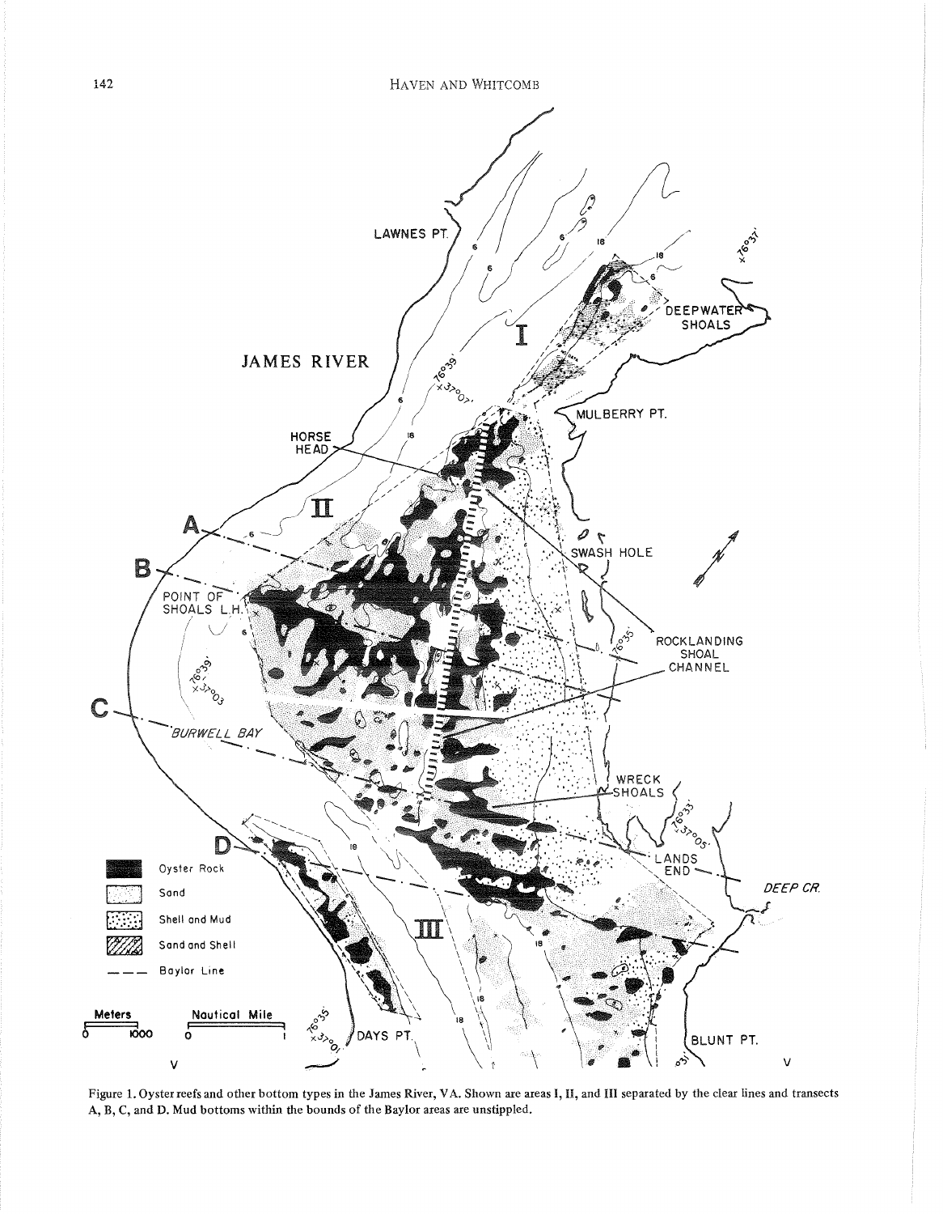Figure 1. Oyster reefs and other bottom types in the James River, VA. Shown are areas I, II, and III separated by the clear lines and transects A, B, C, and D. Mud bottoms within the bounds of the Baylor areas are unstippled.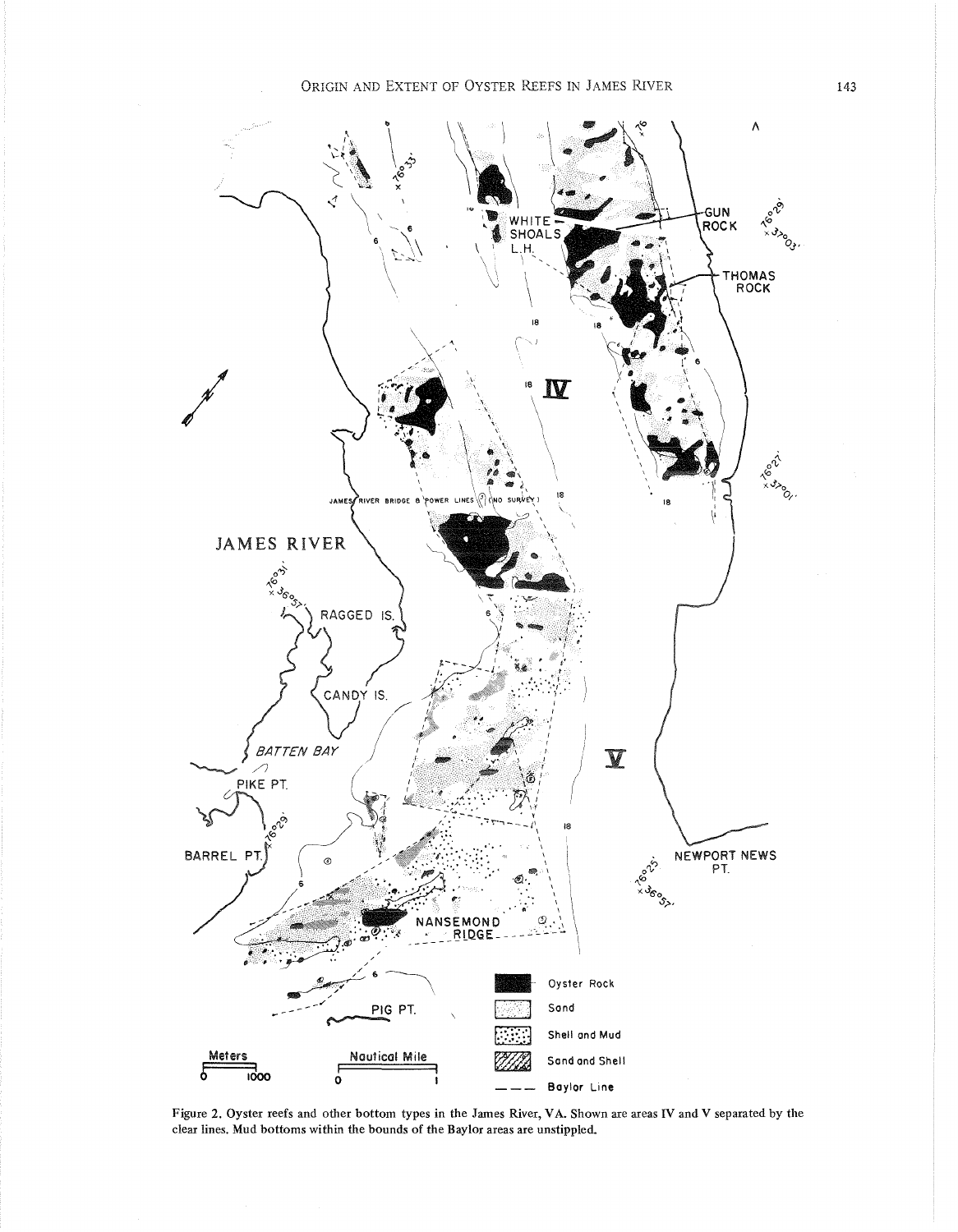Figure 2. Oyster reefs and other bottom types in the James River, VA. Shown are areas IV and V separated by the clear lines. Mud bottoms within the bounds of the Baylor areas are unstippled.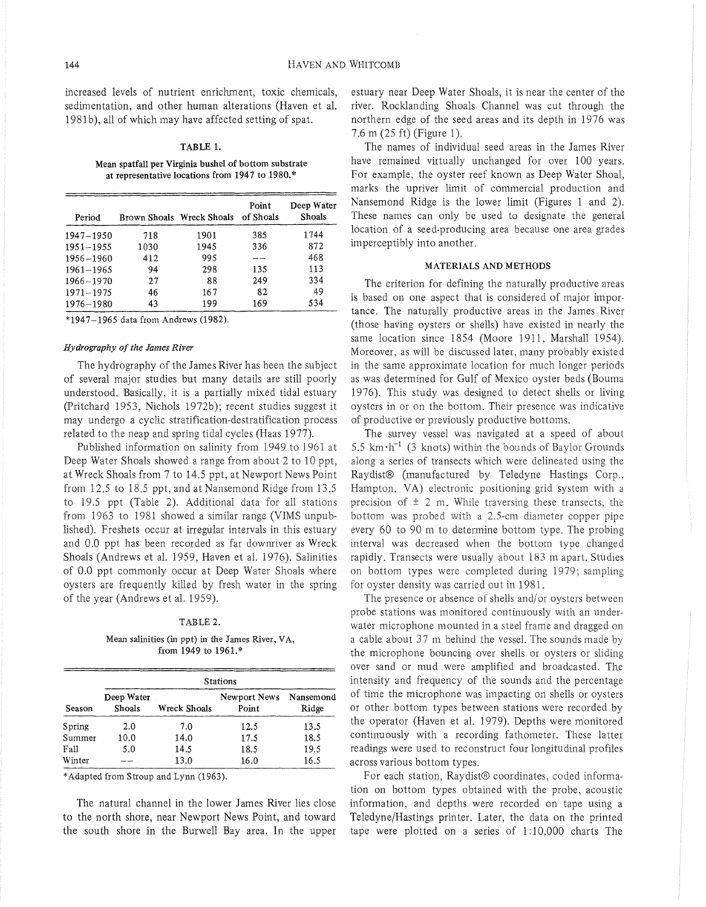increased levels of nutrient enrichment, toxic chemicals, sedimentation, and other human alterations (Haven et al. 1981b), all of which may have affected setting of spat.

TABLE 1.

Mean spatfall per Virginia bushel of bottom substrate at representative locations from 1947 to 1980.*

| Period | Brown Shoals | Wreck Shoals | Point of Shoals | Deep Water Shoals |
|---|---|---|---|---|
| 1947–1950 | 718 | 1901 | 385 | 1744 |
| 1951–1955 | 1030 | 1945 | 336 | 872 |
| 1956–1960 | 412 | 995 | –– | 468 |
| 1961–1965 | 94 | 298 | 135 | 113 |
| 1966–1970 | 27 | 88 | 249 | 334 |
| 1971–1975 | 46 | 167 | 82 | 49 |
| 1976–1980 | 43 | 199 | 169 | 534 |

*1947–1965 data from Andrews (1982).

### *Hydrography of the James River*

The hydrography of the James River has been the subject of several major studies but many details are still poorly understood. Basically, it is a partially mixed tidal estuary (Pritchard 1953, Nichols 1972b); recent studies suggest it may undergo a cyclic stratification-destratification process related to the neap and spring tidal cycles (Haas 1977).

Published information on salinity from 1949 to 1961 at Deep Water Shoals showed a range from about 2 to 10 ppt, at Wreck Shoals from 7 to 14.5 ppt, at Newport News Point from 12.5 to 18.5 ppt, and at Nansemond Ridge from 13.5 to 19.5 ppt (Table 2). Additional data for all stations from 1963 to 1981 showed a similar range (VIMS unpublished). Freshets occur at irregular intervals in this estuary and 0.0 ppt has been recorded as far downriver as Wreck Shoals (Andrews et al. 1959, Haven et al. 1976). Salinities of 0.0 ppt commonly occur at Deep Water Shoals where oysters are frequently killed by fresh water in the spring of the year (Andrews et al. 1959).

TABLE 2.

Mean salinities (in ppt) in the James River, VA, from 1949 to 1961.*

| | Stations | | | |
|---|---|---|---|---|
| Season | Deep Water Shoals | Wreck Shoals | Newport News Point | Nansemond Ridge |
| Spring | 2.0 | 7.0 | 12.5 | 13.5 |
| Summer | 10.0 | 14.0 | 17.5 | 18.5 |
| Fall | 5.0 | 14.5 | 18.5 | 19.5 |
| Winter | –– | 13.0 | 16.0 | 16.5 |

*Adapted from Stroup and Lynn (1963).

The natural channel in the lower James River lies close to the north shore, near Newport News Point, and toward the south shore in the Burwell Bay area. In the upper estuary near Deep Water Shoals, it is near the center of the river. Rocklanding Shoals Channel was cut through the northern edge of the seed areas and its depth in 1976 was 7.6 m (25 ft) (Figure 1).

The names of individual seed areas in the James River have remained virtually unchanged for over 100 years. For example, the oyster reef known as Deep Water Shoal, marks the upriver limit of commercial production and Nansemond Ridge is the lower limit (Figures 1 and 2). These names can only be used to designate the general location of a seed-producing area because one area grades imperceptibly into another.

## MATERIALS AND METHODS

The criterion for defining the naturally productive areas is based on one aspect that is considered of major importance. The naturally productive areas in the James River (those having oysters or shells) have existed in nearly the same location since 1854 (Moore 1911, Marshall 1954). Moreover, as will be discussed later, many probably existed in the same approximate location for much longer periods as was determined for Gulf of Mexico oyster beds (Bouma 1976). This study was designed to detect shells or living oysters in or on the bottom. Their presence was indicative of productive or previously productive bottoms.

The survey vessel was navigated at a speed of about 5.5 $km \cdot h^{-1}$ (3 knots) within the bounds of Baylor Grounds along a series of transects which were delineated using the Raydist® (manufactured by Teledyne Hastings Corp., Hampton, VA) electronic positioning grid system with a precision of ± 2 m. While traversing these transects, the bottom was probed with a 2.5-cm diameter copper pipe every 60 to 90 m to determine bottom type. The probing interval was decreased when the bottom type changed rapidly. Transects were usually about 183 m apart. Studies on bottom types were completed during 1979; sampling for oyster density was carried out in 1981.

The presence or absence of shells and/or oysters between probe stations was monitored continuously with an underwater microphone mounted in a steel frame and dragged on a cable about 37 m behind the vessel. The sounds made by the microphone bouncing over shells or oysters or sliding over sand or mud were amplified and broadcasted. The intensity and frequency of the sounds and the percentage of time the microphone was impacting on shells or oysters or other bottom types between stations were recorded by the operator (Haven et al. 1979). Depths were monitored continuously with a recording fathometer. These latter readings were used to reconstruct four longitudinal profiles across various bottom types.

For each station, Raydist® coordinates, coded information on bottom types obtained with the probe, acoustic information, and depths were recorded on tape using a Teledyne/Hastings printer. Later, the data on the printed tape were plotted on a series of 1:10,000 charts The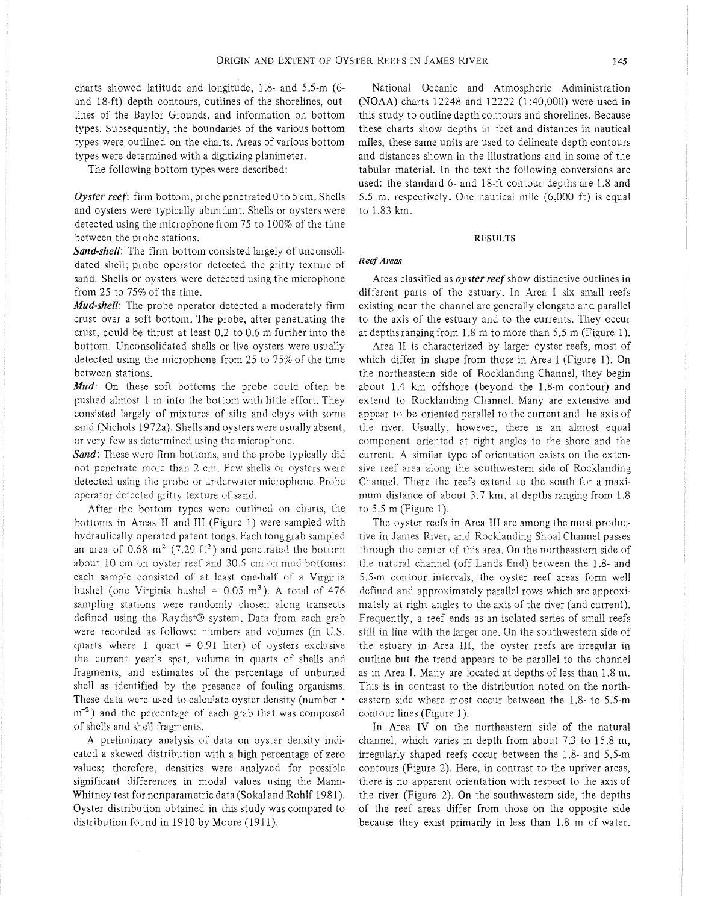charts showed latitude and longitude, 1.8- and 5.5-m (6- and 18-ft) depth contours, outlines of the shorelines, outlines of the Baylor Grounds, and information on bottom types. Subsequently, the boundaries of the various bottom types were outlined on the charts. Areas of various bottom types were determined with a digitizing planimeter.

The following bottom types were described:

***Oyster reef***: firm bottom, probe penetrated 0 to 5 cm. Shells and oysters were typically abundant. Shells or oysters were detected using the microphone from 75 to 100% of the time between the probe stations.

***Sand-shell***: The firm bottom consisted largely of unconsolidated shell; probe operator detected the gritty texture of sand. Shells or oysters were detected using the microphone from 25 to 75% of the time.

***Mud-shell***: The probe operator detected a moderately firm crust over a soft bottom. The probe, after penetrating the crust, could be thrust at least 0.2 to 0.6 m further into the bottom. Unconsolidated shells or live oysters were usually detected using the microphone from 25 to 75% of the time between stations.

***Mud***: On these soft bottoms the probe could often be pushed almost 1 m into the bottom with little effort. They consisted largely of mixtures of silts and clays with some sand (Nichols 1972a). Shells and oysters were usually absent, or very few as determined using the microphone.

***Sand***: These were firm bottoms, and the probe typically did not penetrate more than 2 cm. Few shells or oysters were detected using the probe or underwater microphone. Probe operator detected gritty texture of sand.

After the bottom types were outlined on charts, the bottoms in Areas II and III (Figure 1) were sampled with hydraulically operated patent tongs. Each tong grab sampled an area of 0.68 $m^2$ (7.29 $ft^2$) and penetrated the bottom about 10 cm on oyster reef and 30.5 cm on mud bottoms; each sample consisted of at least one-half of a Virginia bushel (one Virginia bushel = 0.05 $m^3$). A total of 476 sampling stations were randomly chosen along transects defined using the Raydist® system. Data from each grab were recorded as follows: numbers and volumes (in U.S. quarts where 1 quart = 0.91 liter) of oysters exclusive the current year's spat, volume in quarts of shells and fragments, and estimates of the percentage of unburied shell as identified by the presence of fouling organisms. These data were used to calculate oyster density (number · $m^{-2}$) and the percentage of each grab that was composed of shells and shell fragments.

A preliminary analysis of data on oyster density indicated a skewed distribution with a high percentage of zero values; therefore, densities were analyzed for possible significant differences in modal values using the Mann-Whitney test for nonparametric data (Sokal and Rohlf 1981). Oyster distribution obtained in this study was compared to distribution found in 1910 by Moore (1911).

National Oceanic and Atmospheric Administration (NOAA) charts 12248 and 12222 (1:40,000) were used in this study to outline depth contours and shorelines. Because these charts show depths in feet and distances in nautical miles, these same units are used to delineate depth contours and distances shown in the illustrations and in some of the tabular material. In the text the following conversions are used: the standard 6- and 18-ft contour depths are 1.8 and 5.5 m, respectively. One nautical mile (6,000 ft) is equal to 1.83 km.

## RESULTS

### *Reef Areas*

Areas classified as ***oyster reef*** show distinctive outlines in different parts of the estuary. In Area I six small reefs existing near the channel are generally elongate and parallel to the axis of the estuary and to the currents. They occur at depths ranging from 1.8 m to more than 5.5 m (Figure 1).

Area II is characterized by larger oyster reefs, most of which differ in shape from those in Area I (Figure 1). On the northeastern side of Rocklanding Channel, they begin about 1.4 km offshore (beyond the 1.8-m contour) and extend to Rocklanding Channel. Many are extensive and appear to be oriented parallel to the current and the axis of the river. Usually, however, there is an almost equal component oriented at right angles to the shore and the current. A similar type of orientation exists on the extensive reef area along the southwestern side of Rocklanding Channel. There the reefs extend to the south for a maximum distance of about 3.7 km, at depths ranging from 1.8 to 5.5 m (Figure 1).

The oyster reefs in Area III are among the most productive in James River, and Rocklanding Shoal Channel passes through the center of this area. On the northeastern side of the natural channel (off Lands End) between the 1.8- and 5.5-m contour intervals, the oyster reef areas form well defined and approximately parallel rows which are approximately at right angles to the axis of the river (and current). Frequently, a reef ends as an isolated series of small reefs still in line with the larger one. On the southwestern side of the estuary in Area III, the oyster reefs are irregular in outline but the trend appears to be parallel to the channel as in Area I. Many are located at depths of less than 1.8 m. This is in contrast to the distribution noted on the northeastern side where most occur between the 1.8- to 5.5-m contour lines (Figure 1).

In Area IV on the northeastern side of the natural channel, which varies in depth from about 7.3 to 15.8 m, irregularly shaped reefs occur between the 1.8- and 5.5-m contours (Figure 2). Here, in contrast to the upriver areas, there is no apparent orientation with respect to the axis of the river (Figure 2). On the southwestern side, the depths of the reef areas differ from those on the opposite side because they exist primarily in less than 1.8 m of water.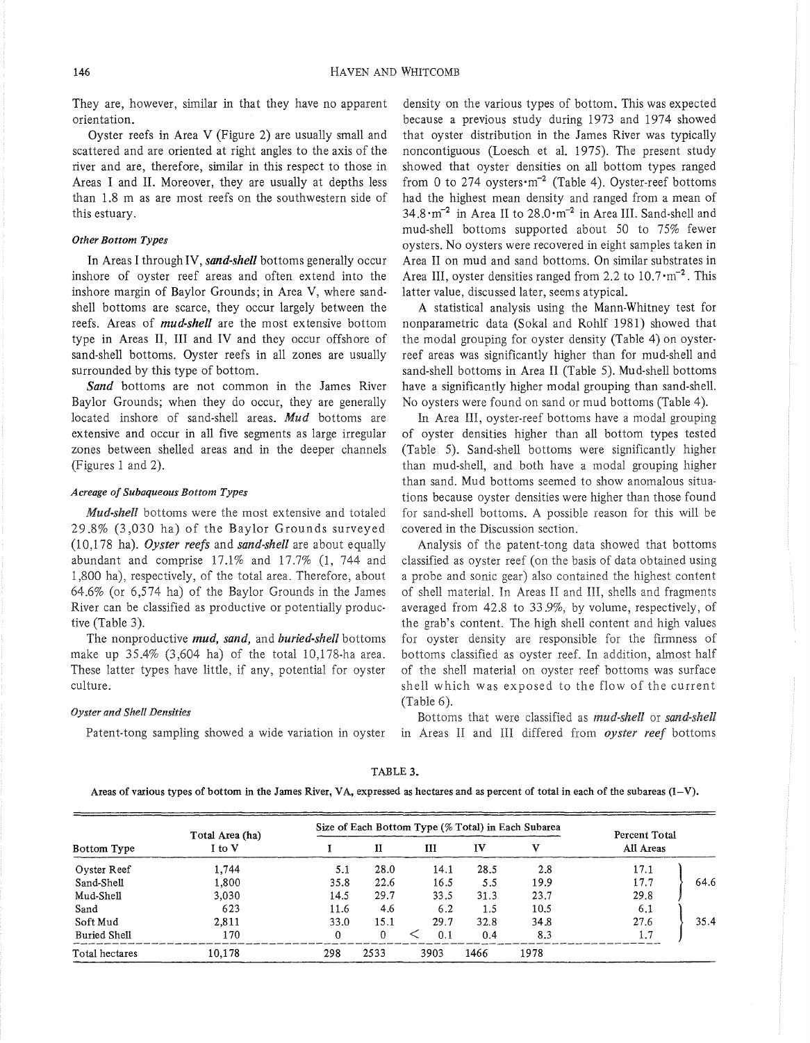They are, however, similar in that they have no apparent orientation.

Oyster reefs in Area V (Figure 2) are usually small and scattered and are oriented at right angles to the axis of the river and are, therefore, similar in this respect to those in Areas I and II. Moreover, they are usually at depths less than 1.8 m as are most reefs on the southwestern side of this estuary.

### *Other Bottom Types*

In Areas I through IV, ***sand-shell*** bottoms generally occur inshore of oyster reef areas and often extend into the inshore margin of Baylor Grounds; in Area V, where sand-shell bottoms are scarce, they occur largely between the reefs. Areas of ***mud-shell*** are the most extensive bottom type in Areas II, III and IV and they occur offshore of sand-shell bottoms. Oyster reefs in all zones are usually surrounded by this type of bottom.

***Sand*** bottoms are not common in the James River Baylor Grounds; when they do occur, they are generally located inshore of sand-shell areas. ***Mud*** bottoms are extensive and occur in all five segments as large irregular zones between shelled areas and in the deeper channels (Figures 1 and 2).

### *Acreage of Subaqueous Bottom Types*

***Mud-shell*** bottoms were the most extensive and totaled 29.8% (3,030 ha) of the Baylor Grounds surveyed (10,178 ha). ***Oyster reefs*** and ***sand-shell*** are about equally abundant and comprise 17.1% and 17.7% (1, 744 and 1,800 ha), respectively, of the total area. Therefore, about 64.6% (or 6,574 ha) of the Baylor Grounds in the James River can be classified as productive or potentially productive (Table 3).

The nonproductive ***mud, sand,*** and ***buried-shell*** bottoms make up 35.4% (3,604 ha) of the total 10,178-ha area. These latter types have little, if any, potential for oyster culture.

### *Oyster and Shell Densities*

Patent-tong sampling showed a wide variation in oyster density on the various types of bottom. This was expected because a previous study during 1973 and 1974 showed that oyster distribution in the James River was typically noncontiguous (Loesch et al. 1975). The present study showed that oyster densities on all bottom types ranged from 0 to 274 oysters$\cdot$m$^{-2}$ (Table 4). Oyster-reef bottoms had the highest mean density and ranged from a mean of 34.8$\cdot$m$^{-2}$ in Area II to 28.0$\cdot$m$^{-2}$ in Area III. Sand-shell and mud-shell bottoms supported about 50 to 75% fewer oysters. No oysters were recovered in eight samples taken in Area II on mud and sand bottoms. On similar substrates in Area III, oyster densities ranged from 2.2 to 10.7$\cdot$m$^{-2}$. This latter value, discussed later, seems atypical.

A statistical analysis using the Mann-Whitney test for nonparametric data (Sokal and Rohlf 1981) showed that the modal grouping for oyster density (Table 4) on oyster-reef areas was significantly higher than for mud-shell and sand-shell bottoms in Area II (Table 5). Mud-shell bottoms have a significantly higher modal grouping than sand-shell. No oysters were found on sand or mud bottoms (Table 4).

In Area III, oyster-reef bottoms have a modal grouping of oyster densities higher than all bottom types tested (Table 5). Sand-shell bottoms were significantly higher than mud-shell, and both have a modal grouping higher than sand. Mud bottoms seemed to show anomalous situations because oyster densities were higher than those found for sand-shell bottoms. A possible reason for this will be covered in the Discussion section.

Analysis of the patent-tong data showed that bottoms classified as oyster reef (on the basis of data obtained using a probe and sonic gear) also contained the highest content of shell material. In Areas II and III, shells and fragments averaged from 42.8 to 33.9%, by volume, respectively, of the grab's content. The high shell content and high values for oyster density are responsible for the firmness of bottoms classified as oyster reef. In addition, almost half of the shell material on oyster reef bottoms was surface shell which was exposed to the flow of the current (Table 6).

Bottoms that were classified as ***mud-shell*** or ***sand-shell*** in Areas II and III differed from ***oyster reef*** bottoms

TABLE 3.

**Areas of various types of bottom in the James River, VA, expressed as hectares and as percent of total in each of the subareas (I–V).**

| Bottom Type | Total Area (ha) I to V | Size of Each Bottom Type (% Total) in Each Subarea | | | | | Percent Total All Areas | |
|---|---|---|---|---|---|---|---|---|
| | | I | II | III | IV | V | | |
| Oyster Reef | 1,744 | 5.1 | 28.0 | 14.1 | 28.5 | 2.8 | 17.1 | 64.6 |
| Sand-Shell | 1,800 | 35.8 | 22.6 | 16.5 | 5.5 | 19.9 | 17.7 | |
| Mud-Shell | 3,030 | 14.5 | 29.7 | 33.5 | 31.3 | 23.7 | 29.8 | |
| Sand | 623 | 11.6 | 4.6 | 6.2 | 1.5 | 10.5 | 6.1 | 35.4 |
| Soft Mud | 2,811 | 33.0 | 15.1 | 29.7 | 32.8 | 34.8 | 27.6 | |
| Buried Shell | 170 | 0 | 0 | < 0.1 | 0.4 | 8.3 | 1.7 | |
| Total hectares | 10,178 | 298 | 2533 | 3903 | 1466 | 1978 | | |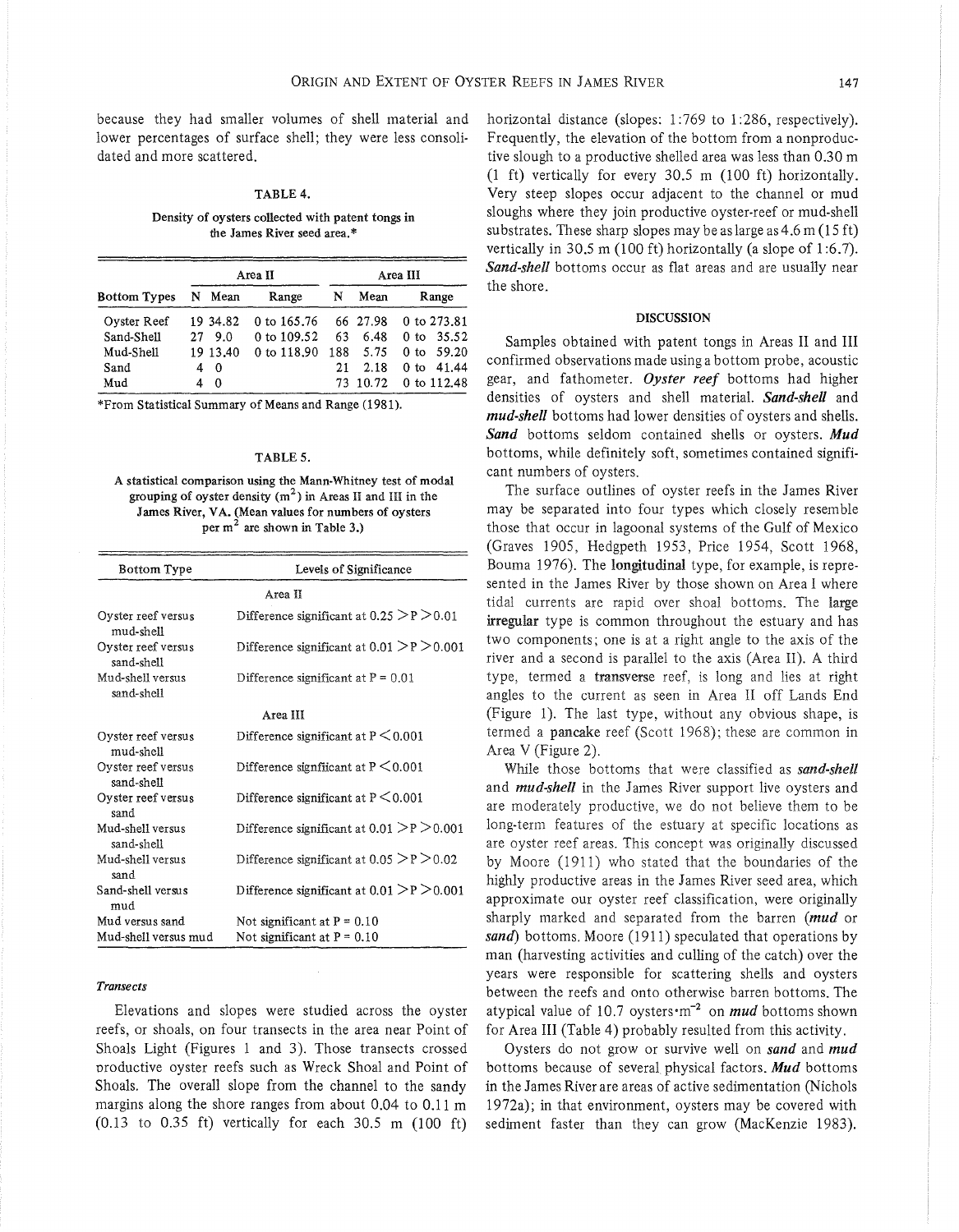because they had smaller volumes of shell material and lower percentages of surface shell; they were less consolidated and more scattered.

TABLE 4.

Density of oysters collected with patent tongs in the James River seed area.*

| Bottom Types | Area II | | | Area III | | |
|---|---|---|---|---|---|---|
| | N | Mean | Range | N | Mean | Range |
| Oyster Reef | 19 | 34.82 | 0 to 165.76 | 66 | 27.98 | 0 to 273.81 |
| Sand-Shell | 27 | 9.0 | 0 to 109.52 | 63 | 6.48 | 0 to 35.52 |
| Mud-Shell | 19 | 13.40 | 0 to 118.90 | 188 | 5.75 | 0 to 59.20 |
| Sand | 4 | 0 | | 21 | 2.18 | 0 to 41.44 |
| Mud | 4 | 0 | | 73 | 10.72 | 0 to 112.48 |

*From Statistical Summary of Means and Range (1981).

TABLE 5.

A statistical comparison using the Mann-Whitney test of modal grouping of oyster density ($m^2$) in Areas II and III in the James River, VA. (Mean values for numbers of oysters per $m^2$ are shown in Table 3.)

| Bottom Type | Levels of Significance |
|---|---|
| | Area II |
| Oyster reef versus mud-shell | Difference significant at $0.25 > P > 0.01$ |
| Oyster reef versus sand-shell | Difference significant at $0.01 > P > 0.001$ |
| Mud-shell versus sand-shell | Difference significant at $P = 0.01$ |
| | Area III |
| Oyster reef versus mud-shell | Difference significant at $P < 0.001$ |
| Oyster reef versus sand-shell | Difference signfiicant at $P < 0.001$ |
| Oyster reef versus sand | Difference significant at $P < 0.001$ |
| Mud-shell versus sand-shell | Difference significant at $0.01 > P > 0.001$ |
| Mud-shell versus sand | Difference significant at $0.05 > P > 0.02$ |
| Sand-shell versus mud | Difference significant at $0.01 > P > 0.001$ |
| Mud versus sand | Not significant at $P = 0.10$ |
| Mud-shell versus mud | Not significant at $P = 0.10$ |

### *Transects*

Elevations and slopes were studied across the oyster reefs, or shoals, on four transects in the area near Point of Shoals Light (Figures 1 and 3). Those transects crossed productive oyster reefs such as Wreck Shoal and Point of Shoals. The overall slope from the channel to the sandy margins along the shore ranges from about 0.04 to 0.11 m (0.13 to 0.35 ft) vertically for each 30.5 m (100 ft) horizontal distance (slopes: 1:769 to 1:286, respectively). Frequently, the elevation of the bottom from a nonproductive slough to a productive shelled area was less than 0.30 m (1 ft) vertically for every 30.5 m (100 ft) horizontally. Very steep slopes occur adjacent to the channel or mud sloughs where they join productive oyster-reef or mud-shell substrates. These sharp slopes may be as large as 4.6 m (15 ft) vertically in 30.5 m (100 ft) horizontally (a slope of 1:6.7). ***Sand-shell*** bottoms occur as flat areas and are usually near the shore.

## DISCUSSION

Samples obtained with patent tongs in Areas II and III confirmed observations made using a bottom probe, acoustic gear, and fathometer. ***Oyster reef*** bottoms had higher densities of oysters and shell material. ***Sand-shell*** and ***mud-shell*** bottoms had lower densities of oysters and shells. ***Sand*** bottoms seldom contained shells or oysters. ***Mud*** bottoms, while definitely soft, sometimes contained significant numbers of oysters.

The surface outlines of oyster reefs in the James River may be separated into four types which closely resemble those that occur in lagoonal systems of the Gulf of Mexico (Graves 1905, Hedgpeth 1953, Price 1954, Scott 1968, Bouma 1976). The **longitudinal** type, for example, is represented in the James River by those shown on Area I where tidal currents are rapid over shoal bottoms. The large **irregular** type is common throughout the estuary and has two components; one is at a right angle to the axis of the river and a second is parallel to the axis (Area II). A third type, termed a **transverse** reef, is long and lies at right angles to the current as seen in Area II off Lands End (Figure 1). The last type, without any obvious shape, is termed a **pancake** reef (Scott 1968); these are common in Area V (Figure 2).

While those bottoms that were classified as ***sand-shell*** and ***mud-shell*** in the James River support live oysters and are moderately productive, we do not believe them to be long-term features of the estuary at specific locations as are oyster reef areas. This concept was originally discussed by Moore (1911) who stated that the boundaries of the highly productive areas in the James River seed area, which approximate our oyster reef classification, were originally sharply marked and separated from the barren (***mud*** or ***sand***) bottoms. Moore (1911) speculated that operations by man (harvesting activities and culling of the catch) over the years were responsible for scattering shells and oysters between the reefs and onto otherwise barren bottoms. The atypical value of 10.7 oysters$\cdot m^{-2}$ on ***mud*** bottoms shown for Area III (Table 4) probably resulted from this activity.

Oysters do not grow or survive well on ***sand*** and ***mud*** bottoms because of several physical factors. ***Mud*** bottoms in the James River are areas of active sedimentation (Nichols 1972a); in that environment, oysters may be covered with sediment faster than they can grow (MacKenzie 1983).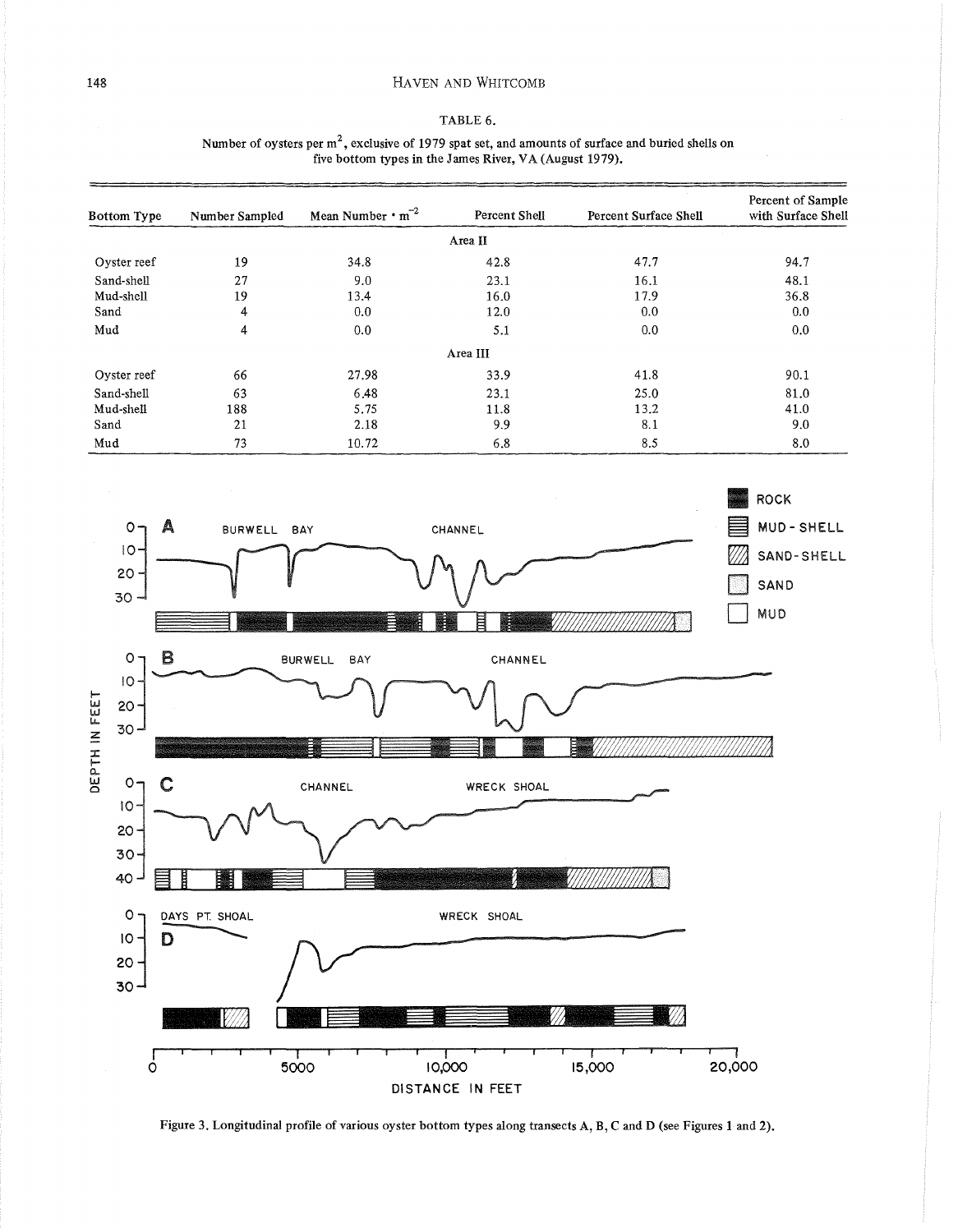TABLE 6.

Number of oysters per m$^2$, exclusive of 1979 spat set, and amounts of surface and buried shells on five bottom types in the James River, VA (August 1979).

| Bottom Type | Number Sampled | Mean Number $\cdot$ m$^{-2}$ | Percent Shell | Percent Surface Shell | Percent of Sample with Surface Shell |
|---|---|---|---|---|---|
| | | | Area II | | |
| Oyster reef | 19 | 34.8 | 42.8 | 47.7 | 94.7 |
| Sand-shell | 27 | 9.0 | 23.1 | 16.1 | 48.1 |
| Mud-shell | 19 | 13.4 | 16.0 | 17.9 | 36.8 |
| Sand | 4 | 0.0 | 12.0 | 0.0 | 0.0 |
| Mud | 4 | 0.0 | 5.1 | 0.0 | 0.0 |
| | | | Area III | | |
| Oyster reef | 66 | 27.98 | 33.9 | 41.8 | 90.1 |
| Sand-shell | 63 | 6.48 | 23.1 | 25.0 | 81.0 |
| Mud-shell | 188 | 5.75 | 11.8 | 13.2 | 41.0 |
| Sand | 21 | 2.18 | 9.9 | 8.1 | 9.0 |
| Mud | 73 | 10.72 | 6.8 | 8.5 | 8.0 |

Figure 3. Longitudinal profile of various oyster bottom types along transects A, B, C and D (see Figures 1 and 2).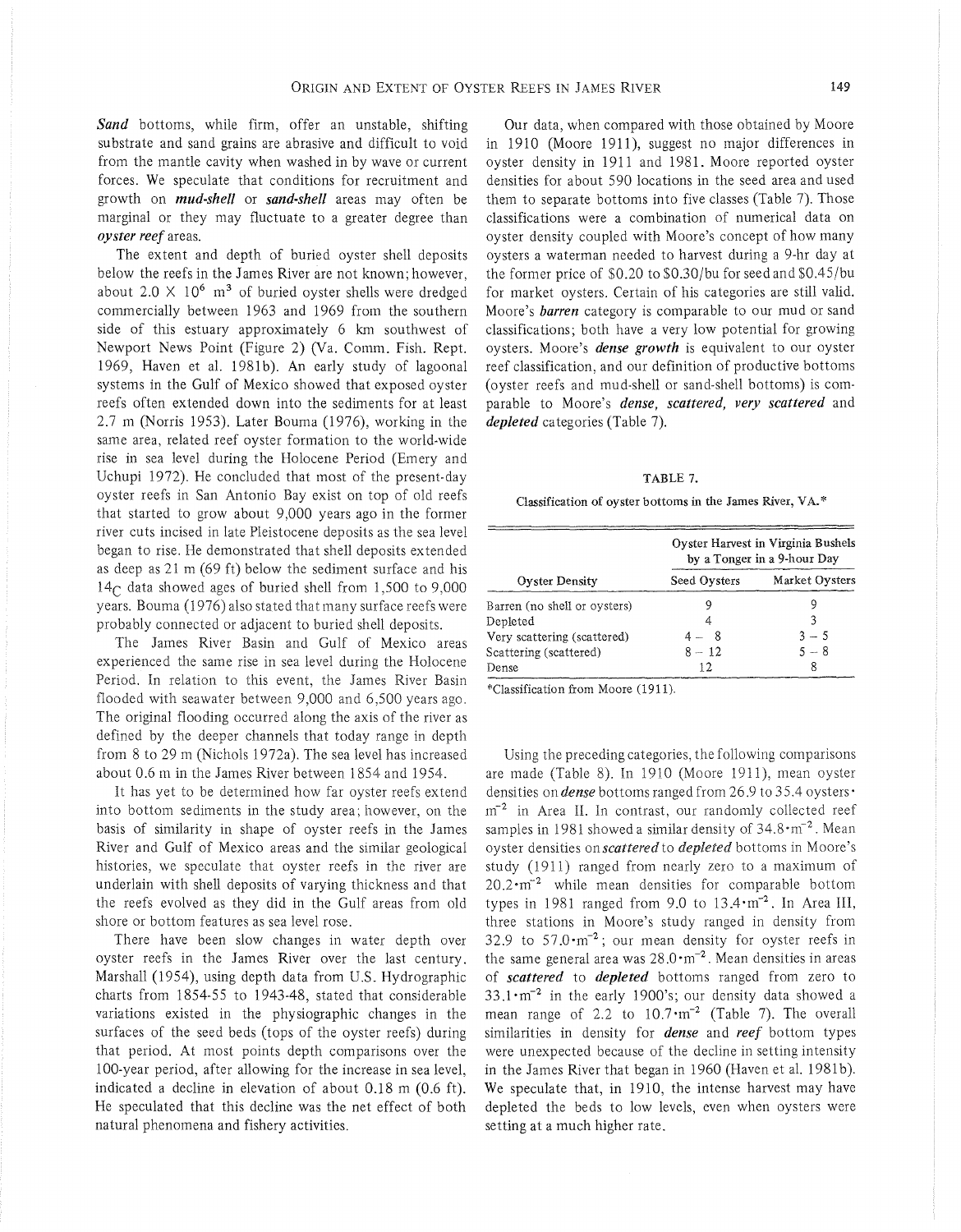***Sand*** bottoms, while firm, offer an unstable, shifting substrate and sand grains are abrasive and difficult to void from the mantle cavity when washed in by wave or current forces. We speculate that conditions for recruitment and growth on ***mud-shell*** or ***sand-shell*** areas may often be marginal or they may fluctuate to a greater degree than ***oyster reef*** areas.

The extent and depth of buried oyster shell deposits below the reefs in the James River are not known; however, about $2.0 \times 10^6$ m$^3$ of buried oyster shells were dredged commercially between 1963 and 1969 from the southern side of this estuary approximately 6 km southwest of Newport News Point (Figure 2) (Va. Comm. Fish. Rept. 1969, Haven et al. 1981b). An early study of lagoonal systems in the Gulf of Mexico showed that exposed oyster reefs often extended down into the sediments for at least 2.7 m (Norris 1953). Later Bouma (1976), working in the same area, related reef oyster formation to the world-wide rise in sea level during the Holocene Period (Emery and Uchupi 1972). He concluded that most of the present-day oyster reefs in San Antonio Bay exist on top of old reefs that started to grow about 9,000 years ago in the former river cuts incised in late Pleistocene deposits as the sea level began to rise. He demonstrated that shell deposits extended as deep as 21 m (69 ft) below the sediment surface and his $^{14}$C data showed ages of buried shell from 1,500 to 9,000 years. Bouma (1976) also stated that many surface reefs were probably connected or adjacent to buried shell deposits.

The James River Basin and Gulf of Mexico areas experienced the same rise in sea level during the Holocene Period. In relation to this event, the James River Basin flooded with seawater between 9,000 and 6,500 years ago. The original flooding occurred along the axis of the river as defined by the deeper channels that today range in depth from 8 to 29 m (Nichols 1972a). The sea level has increased about 0.6 m in the James River between 1854 and 1954.

It has yet to be determined how far oyster reefs extend into bottom sediments in the study area; however, on the basis of similarity in shape of oyster reefs in the James River and Gulf of Mexico areas and the similar geological histories, we speculate that oyster reefs in the river are underlain with shell deposits of varying thickness and that the reefs evolved as they did in the Gulf areas from old shore or bottom features as sea level rose.

There have been slow changes in water depth over oyster reefs in the James River over the last century. Marshall (1954), using depth data from U.S. Hydrographic charts from 1854-55 to 1943-48, stated that considerable variations existed in the physiographic changes in the surfaces of the seed beds (tops of the oyster reefs) during that period. At most points depth comparisons over the 100-year period, after allowing for the increase in sea level, indicated a decline in elevation of about 0.18 m (0.6 ft). He speculated that this decline was the net effect of both natural phenomena and fishery activities.

Our data, when compared with those obtained by Moore in 1910 (Moore 1911), suggest no major differences in oyster density in 1911 and 1981. Moore reported oyster densities for about 590 locations in the seed area and used them to separate bottoms into five classes (Table 7). Those classifications were a combination of numerical data on oyster density coupled with Moore's concept of how many oysters a waterman needed to harvest during a 9-hr day at the former price of \$0.20 to \$0.30/bu for seed and \$0.45/bu for market oysters. Certain of his categories are still valid. Moore's ***barren*** category is comparable to our mud or sand classifications; both have a very low potential for growing oysters. Moore's ***dense growth*** is equivalent to our oyster reef classification, and our definition of productive bottoms (oyster reefs and mud-shell or sand-shell bottoms) is comparable to Moore's ***dense, scattered, very scattered*** and ***depleted*** categories (Table 7).

TABLE 7.

Classification of oyster bottoms in the James River, VA.*

| Oyster Density | Oyster Harvest in Virginia Bushels by a Tonger in a 9-hour Day | |
|---|---|---|
| | Seed Oysters | Market Oysters |
| Barren (no shell or oysters) | 9 | 9 |
| Depleted | 4 | 3 |
| Very scattering (scattered) | 4 – 8 | 3 – 5 |
| Scattering (scattered) | 8 – 12 | 5 – 8 |
| Dense | 12 | 8 |

*Classification from Moore (1911).

Using the preceding categories, the following comparisons are made (Table 8). In 1910 (Moore 1911), mean oyster densities on ***dense*** bottoms ranged from 26.9 to 35.4 oysters$\cdot$m$^{-2}$ in Area II. In contrast, our randomly collected reef samples in 1981 showed a similar density of 34.8$\cdot$m$^{-2}$. Mean oyster densities on ***scattered*** to ***depleted*** bottoms in Moore's study (1911) ranged from nearly zero to a maximum of 20.2$\cdot$m$^{-2}$ while mean densities for comparable bottom types in 1981 ranged from 9.0 to 13.4$\cdot$m$^{-2}$. In Area III, three stations in Moore's study ranged in density from 32.9 to 57.0$\cdot$m$^{-2}$; our mean density for oyster reefs in the same general area was 28.0$\cdot$m$^{-2}$. Mean densities in areas of ***scattered*** to ***depleted*** bottoms ranged from zero to 33.1$\cdot$m$^{-2}$ in the early 1900's; our density data showed a mean range of 2.2 to 10.7$\cdot$m$^{-2}$ (Table 7). The overall similarities in density for ***dense*** and ***reef*** bottom types were unexpected because of the decline in setting intensity in the James River that began in 1960 (Haven et al. 1981b). We speculate that, in 1910, the intense harvest may have depleted the beds to low levels, even when oysters were setting at a much higher rate.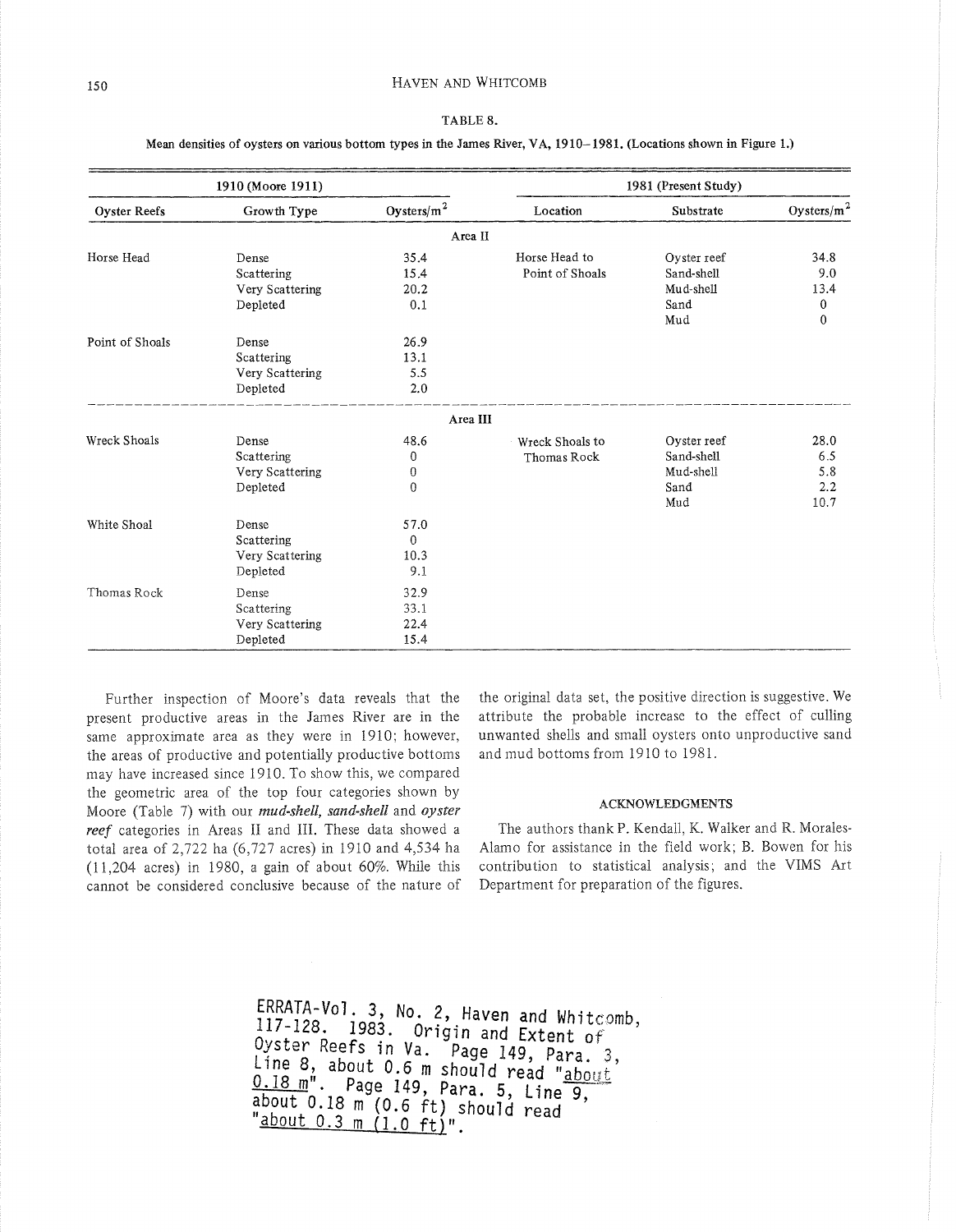TABLE 8.

Mean densities of oysters on various bottom types in the James River, VA, 1910–1981. (Locations shown in Figure 1.)

| 1910 (Moore 1911) | | | 1981 (Present Study) | | |
|---|---|---|---|---|---|
| Oyster Reefs | Growth Type | Oysters/m$^2$ | Location | Substrate | Oysters/m$^2$ |
| | | Area II | | | |
| Horse Head | Dense | 35.4 | Horse Head to Point of Shoals | Oyster reef | 34.8 |
| | Scattering | 15.4 | | Sand-shell | 9.0 |
| | Very Scattering | 20.2 | | Mud-shell | 13.4 |
| | Depleted | 0.1 | | Sand | 0 |
| | | | | Mud | 0 |
| Point of Shoals | Dense | 26.9 | | | |
| | Scattering | 13.1 | | | |
| | Very Scattering | 5.5 | | | |
| | Depleted | 2.0 | | | |
| | | Area III | | | |
| Wreck Shoals | Dense | 48.6 | Wreck Shoals to Thomas Rock | Oyster reef | 28.0 |
| | Scattering | 0 | | Sand-shell | 6.5 |
| | Very Scattering | 0 | | Mud-shell | 5.8 |
| | Depleted | 0 | | Sand | 2.2 |
| | | | | Mud | 10.7 |
| White Shoal | Dense | 57.0 | | | |
| | Scattering | 0 | | | |
| | Very Scattering | 10.3 | | | |
| | Depleted | 9.1 | | | |
| Thomas Rock | Dense | 32.9 | | | |
| | Scattering | 33.1 | | | |
| | Very Scattering | 22.4 | | | |
| | Depleted | 15.4 | | | |

Further inspection of Moore's data reveals that the present productive areas in the James River are in the same approximate area as they were in 1910; however, the areas of productive and potentially productive bottoms may have increased since 1910. To show this, we compared the geometric area of the top four categories shown by Moore (Table 7) with our ***mud-shell, sand-shell*** and ***oyster reef*** categories in Areas II and III. These data showed a total area of 2,722 ha (6,727 acres) in 1910 and 4,534 ha (11,204 acres) in 1980, a gain of about 60%. While this cannot be considered conclusive because of the nature of the original data set, the positive direction is suggestive. We attribute the probable increase to the effect of culling unwanted shells and small oysters onto unproductive sand and mud bottoms from 1910 to 1981.

## ACKNOWLEDGMENTS

The authors thank P. Kendall, K. Walker and R. Morales-Alamo for assistance in the field work; B. Bowen for his contribution to statistical analysis; and the VIMS Art Department for preparation of the figures.

ERRATA-Vol. 3, No. 2, Haven and Whitcomb, 117-128. 1983. Origin and Extent of Oyster Reefs in Va. Page 149, Para. 3, Line 8, about 0.6 m should read "about 0.18 m". Page 149, Para. 5, Line 9, about 0.18 m (0.6 ft) should read "about 0.3 m (1.0 ft)".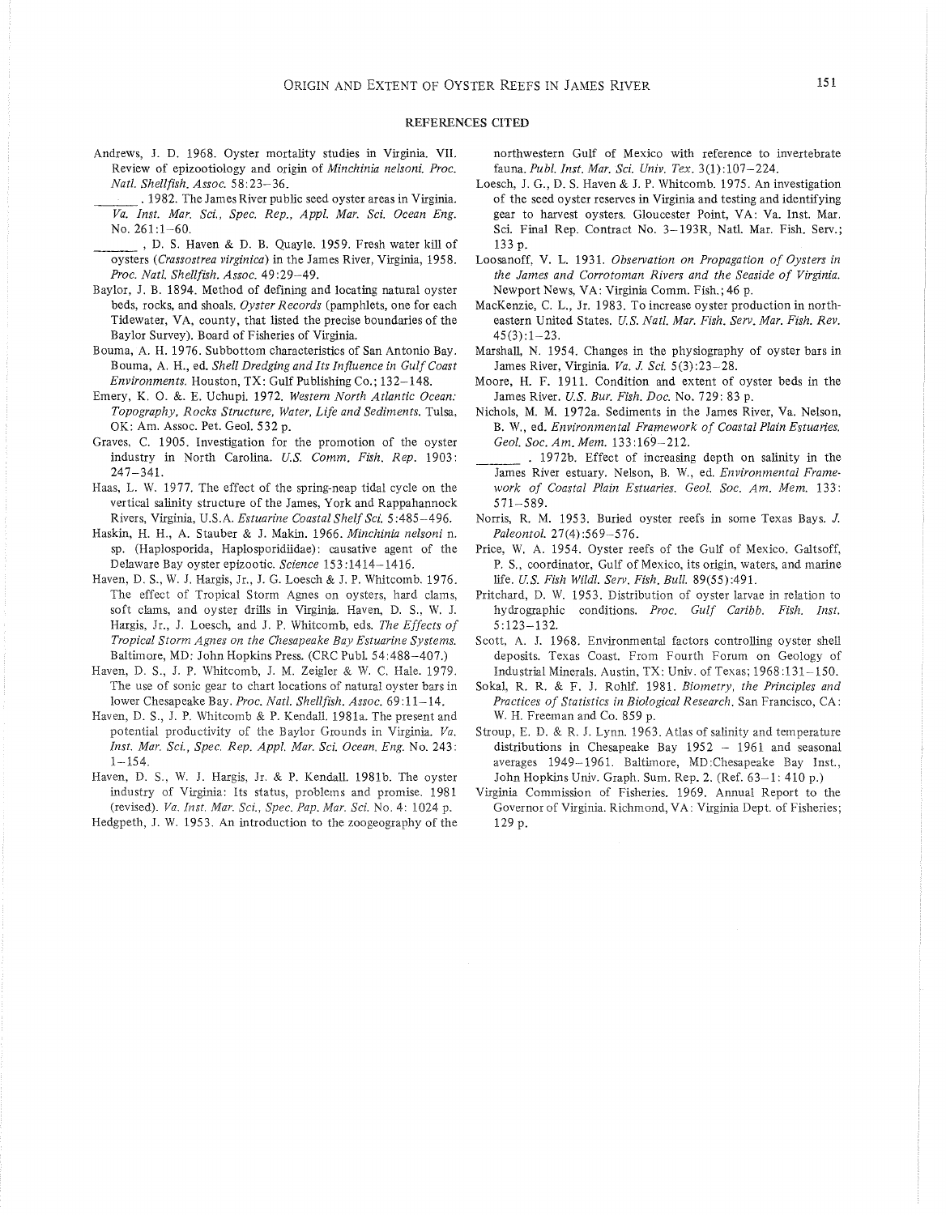## REFERENCES CITED

Andrews, J. D. 1968. Oyster mortality studies in Virginia. VII. Review of epizootiology and origin of *Minchinia nelsoni*. *Proc. Natl. Shellfish. Assoc.* 58:23–36.

\_\_\_\_\_\_. 1982. The James River public seed oyster areas in Virginia. *Va. Inst. Mar. Sci., Spec. Rep., Appl. Mar. Sci. Ocean Eng.* No. 261:1–60.

\_\_\_\_\_\_, D. S. Haven & D. B. Quayle. 1959. Fresh water kill of oysters (*Crassostrea virginica*) in the James River, Virginia, 1958. *Proc. Natl. Shellfish. Assoc.* 49:29–49.

Baylor, J. B. 1894. Method of defining and locating natural oyster beds, rocks, and shoals. *Oyster Records* (pamphlets, one for each Tidewater, VA, county, that listed the precise boundaries of the Baylor Survey). Board of Fisheries of Virginia.

Bouma, A. H. 1976. Subbottom characteristics of San Antonio Bay. Bouma, A. H., ed. *Shell Dredging and Its Influence in Gulf Coast Environments.* Houston, TX: Gulf Publishing Co.; 132–148.

Emery, K. O. &. E. Uchupi. 1972. *Western North Atlantic Ocean: Topography, Rocks Structure, Water, Life and Sediments.* Tulsa, OK: Am. Assoc. Pet. Geol. 532 p.

Graves, C. 1905. Investigation for the promotion of the oyster industry in North Carolina. *U.S. Comm. Fish. Rep.* 1903: 247–341.

Haas, L. W. 1977. The effect of the spring-neap tidal cycle on the vertical salinity structure of the James, York and Rappahannock Rivers, Virginia, U.S.A. *Estuarine Coastal Shelf Sci.* 5:485–496.

Haskin, H. H., A. Stauber & J. Makin. 1966. *Minchinia nelsoni* n. sp. (Haplosporida, Haplosporidiidae): causative agent of the Delaware Bay oyster epizootic. *Science* 153:1414–1416.

Haven, D. S., W. J. Hargis, Jr., J. G. Loesch & J. P. Whitcomb. 1976. The effect of Tropical Storm Agnes on oysters, hard clams, soft clams, and oyster drills in Virginia. Haven, D. S., W. J. Hargis, Jr., J. Loesch, and J. P. Whitcomb, eds. *The Effects of Tropical Storm Agnes on the Chesapeake Bay Estuarine Systems.* Baltimore, MD: John Hopkins Press. (CRC Publ. 54:488–407.)

Haven, D. S., J. P. Whitcomb, J. M. Zeigler & W. C. Hale. 1979. The use of sonic gear to chart locations of natural oyster bars in lower Chesapeake Bay. *Proc. Natl. Shellfish. Assoc.* 69:11–14.

Haven, D. S., J. P. Whitcomb & P. Kendall. 1981a. The present and potential productivity of the Baylor Grounds in Virginia. *Va. Inst. Mar. Sci., Spec. Rep. Appl. Mar. Sci. Ocean. Eng.* No. 243: 1–154.

Haven, D. S., W. J. Hargis, Jr. & P. Kendall. 1981b. The oyster industry of Virginia: Its status, problems and promise. 1981 (revised). *Va. Inst. Mar. Sci., Spec. Pap. Mar. Sci.* No. 4: 1024 p.

Hedgpeth, J. W. 1953. An introduction to the zoogeography of the northwestern Gulf of Mexico with reference to invertebrate fauna. *Publ. Inst. Mar. Sci. Univ. Tex.* 3(1):107–224.

Loesch, J. G., D. S. Haven & J. P. Whitcomb. 1975. An investigation of the seed oyster reserves in Virginia and testing and identifying gear to harvest oysters. Gloucester Point, VA: Va. Inst. Mar. Sci. Final Rep. Contract No. 3–193R, Natl. Mar. Fish. Serv.; 133 p.

Loosanoff, V. L. 1931. *Observation on Propagation of Oysters in the James and Corrotoman Rivers and the Seaside of Virginia.* Newport News, VA: Virginia Comm. Fish.; 46 p.

MacKenzie, C. L., Jr. 1983. To increase oyster production in northeastern United States. *U.S. Natl. Mar. Fish. Serv. Mar. Fish. Rev.* 45(3):1–23.

Marshall, N. 1954. Changes in the physiography of oyster bars in James River, Virginia. *Va. J. Sci.* 5(3):23–28.

Moore, H. F. 1911. Condition and extent of oyster beds in the James River. *U.S. Bur. Fish. Doc.* No. 729: 83 p.

Nichols, M. M. 1972a. Sediments in the James River, Va. Nelson, B. W., ed. *Environmental Framework of Coastal Plain Estuaries. Geol. Soc. Am. Mem.* 133:169–212.

\_\_\_\_\_\_. 1972b. Effect of increasing depth on salinity in the James River estuary. Nelson, B. W., ed. *Environmental Framework of Coastal Plain Estuaries. Geol. Soc. Am. Mem.* 133: 571–589.

Norris, R. M. 1953. Buried oyster reefs in some Texas Bays. *J. Paleontol.* 27(4):569–576.

Price, W. A. 1954. Oyster reefs of the Gulf of Mexico. Galtsoff, P. S., coordinator, Gulf of Mexico, its origin, waters, and marine life. *U.S. Fish Wildl. Serv. Fish. Bull.* 89(55):491.

Pritchard, D. W. 1953. Distribution of oyster larvae in relation to hydrographic conditions. *Proc. Gulf Caribb. Fish. Inst.* 5:123–132.

Scott, A. J. 1968. Environmental factors controlling oyster shell deposits. Texas Coast. From Fourth Forum on Geology of Industrial Minerals. Austin, TX: Univ. of Texas; 1968:131–150.

Sokal, R. R. & F. J. Rohlf. 1981. *Biometry, the Principles and Practices of Statistics in Biological Research.* San Francisco, CA: W. H. Freeman and Co. 859 p.

Stroup, E. D. & R. J. Lynn. 1963. Atlas of salinity and temperature distributions in Chesapeake Bay 1952 – 1961 and seasonal averages 1949–1961. Baltimore, MD:Chesapeake Bay Inst., John Hopkins Univ. Graph. Sum. Rep. 2. (Ref. 63–1: 410 p.)

Virginia Commission of Fisheries. 1969. Annual Report to the Governor of Virginia. Richmond, VA: Virginia Dept. of Fisheries; 129 p.